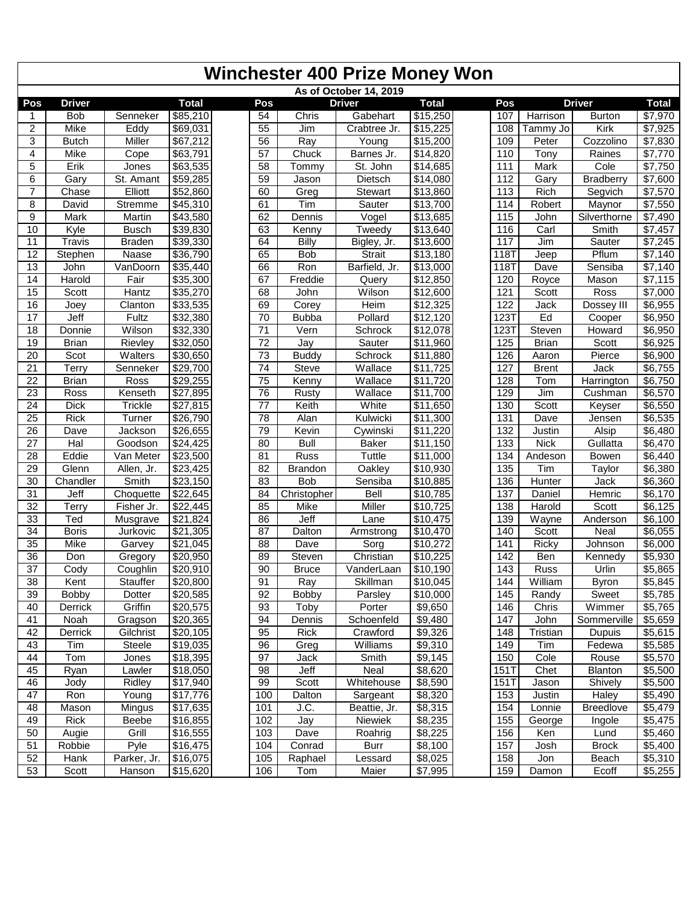# Winchester 400 Prize Money Won

**As of October 14, 2019**

| Pos | Driver | | Total | Pos | Driver | | Total | Pos | Driver | | Total |
|---|---|---|---|---|---|---|---|---|---|---|---|
| 1 | Bob | Senneker | $85,210 | 54 | Chris | Gabehart | $15,250 | 107 | Harrison | Burton | $7,970 |
| 2 | Mike | Eddy | $69,031 | 55 | Jim | Crabtree Jr. | $15,225 | 108 | Tammy Jo | Kirk | $7,925 |
| 3 | Butch | Miller | $67,212 | 56 | Ray | Young | $15,200 | 109 | Peter | Cozzolino | $7,830 |
| 4 | Mike | Cope | $63,791 | 57 | Chuck | Barnes Jr. | $14,820 | 110 | Tony | Raines | $7,770 |
| 5 | Erik | Jones | $63,535 | 58 | Tommy | St. John | $14,685 | 111 | Mark | Cole | $7,750 |
| 6 | Gary | St. Amant | $59,285 | 59 | Jason | Dietsch | $14,080 | 112 | Gary | Bradberry | $7,600 |
| 7 | Chase | Elliott | $52,860 | 60 | Greg | Stewart | $13,860 | 113 | Rich | Segvich | $7,570 |
| 8 | David | Stremme | $45,310 | 61 | Tim | Sauter | $13,700 | 114 | Robert | Maynor | $7,550 |
| 9 | Mark | Martin | $43,580 | 62 | Dennis | Vogel | $13,685 | 115 | John | Silverthorne | $7,490 |
| 10 | Kyle | Busch | $39,830 | 63 | Kenny | Tweedy | $13,640 | 116 | Carl | Smith | $7,457 |
| 11 | Travis | Braden | $39,330 | 64 | Billy | Bigley, Jr. | $13,600 | 117 | Jim | Sauter | $7,245 |
| 12 | Stephen | Naase | $36,790 | 65 | Bob | Strait | $13,180 | 118T | Jeep | Pflum | $7,140 |
| 13 | John | VanDoorn | $35,440 | 66 | Ron | Barfield, Jr. | $13,000 | 118T | Dave | Sensiba | $7,140 |
| 14 | Harold | Fair | $35,300 | 67 | Freddie | Query | $12,850 | 120 | Royce | Mason | $7,115 |
| 15 | Scott | Hantz | $35,270 | 68 | John | Wilson | $12,600 | 121 | Scott | Ross | $7,000 |
| 16 | Joey | Clanton | $33,535 | 69 | Corey | Heim | $12,325 | 122 | Jack | Dossey III | $6,955 |
| 17 | Jeff | Fultz | $32,380 | 70 | Bubba | Pollard | $12,120 | 123T | Ed | Cooper | $6,950 |
| 18 | Donnie | Wilson | $32,330 | 71 | Vern | Schrock | $12,078 | 123T | Steven | Howard | $6,950 |
| 19 | Brian | Rievley | $32,050 | 72 | Jay | Sauter | $11,960 | 125 | Brian | Scott | $6,925 |
| 20 | Scot | Walters | $30,650 | 73 | Buddy | Schrock | $11,880 | 126 | Aaron | Pierce | $6,900 |
| 21 | Terry | Senneker | $29,700 | 74 | Steve | Wallace | $11,725 | 127 | Brent | Jack | $6,755 |
| 22 | Brian | Ross | $29,255 | 75 | Kenny | Wallace | $11,720 | 128 | Tom | Harrington | $6,750 |
| 23 | Ross | Kenseth | $27,895 | 76 | Rusty | Wallace | $11,700 | 129 | Jim | Cushman | $6,570 |
| 24 | Dick | Trickle | $27,815 | 77 | Keith | White | $11,650 | 130 | Scott | Keyser | $6,550 |
| 25 | Rick | Turner | $26,790 | 78 | Alan | Kulwicki | $11,300 | 131 | Dave | Jensen | $6,535 |
| 26 | Dave | Jackson | $26,655 | 79 | Kevin | Cywinski | $11,220 | 132 | Justin | Alsip | $6,480 |
| 27 | Hal | Goodson | $24,425 | 80 | Bull | Baker | $11,150 | 133 | Nick | Gullatta | $6,470 |
| 28 | Eddie | Van Meter | $23,500 | 81 | Russ | Tuttle | $11,000 | 134 | Andeson | Bowen | $6,440 |
| 29 | Glenn | Allen, Jr. | $23,425 | 82 | Brandon | Oakley | $10,930 | 135 | Tim | Taylor | $6,380 |
| 30 | Chandler | Smith | $23,150 | 83 | Bob | Sensiba | $10,885 | 136 | Hunter | Jack | $6,360 |
| 31 | Jeff | Choquette | $22,645 | 84 | Christopher | Bell | $10,785 | 137 | Daniel | Hemric | $6,170 |
| 32 | Terry | Fisher Jr. | $22,445 | 85 | Mike | Miller | $10,725 | 138 | Harold | Scott | $6,125 |
| 33 | Ted | Musgrave | $21,824 | 86 | Jeff | Lane | $10,475 | 139 | Wayne | Anderson | $6,100 |
| 34 | Boris | Jurkovic | $21,305 | 87 | Dalton | Armstrong | $10,470 | 140 | Scott | Neal | $6,055 |
| 35 | Mike | Garvey | $21,045 | 88 | Dave | Sorg | $10,272 | 141 | Ricky | Johnson | $6,000 |
| 36 | Don | Gregory | $20,950 | 89 | Steven | Christian | $10,225 | 142 | Ben | Kennedy | $5,930 |
| 37 | Cody | Coughlin | $20,910 | 90 | Bruce | VanderLaan | $10,190 | 143 | Russ | Urlin | $5,865 |
| 38 | Kent | Stauffer | $20,800 | 91 | Ray | Skillman | $10,045 | 144 | William | Byron | $5,845 |
| 39 | Bobby | Dotter | $20,585 | 92 | Bobby | Parsley | $10,000 | 145 | Randy | Sweet | $5,785 |
| 40 | Derrick | Griffin | $20,575 | 93 | Toby | Porter | $9,650 | 146 | Chris | Wimmer | $5,765 |
| 41 | Noah | Gragson | $20,365 | 94 | Dennis | Schoenfeld | $9,480 | 147 | John | Sommerville | $5,659 |
| 42 | Derrick | Gilchrist | $20,105 | 95 | Rick | Crawford | $9,326 | 148 | Tristian | Dupuis | $5,615 |
| 43 | Tim | Steele | $19,035 | 96 | Greg | Williams | $9,310 | 149 | Tim | Fedewa | $5,585 |
| 44 | Tom | Jones | $18,395 | 97 | Jack | Smith | $9,145 | 150 | Cole | Rouse | $5,570 |
| 45 | Ryan | Lawler | $18,050 | 98 | Jeff | Neal | $8,620 | 151T | Chet | Blanton | $5,500 |
| 46 | Jody | Ridley | $17,940 | 99 | Scott | Whitehouse | $8,590 | 151T | Jason | Shively | $5,500 |
| 47 | Ron | Young | $17,776 | 100 | Dalton | Sargeant | $8,320 | 153 | Justin | Haley | $5,490 |
| 48 | Mason | Mingus | $17,635 | 101 | J.C. | Beattie, Jr. | $8,315 | 154 | Lonnie | Breedlove | $5,479 |
| 49 | Rick | Beebe | $16,855 | 102 | Jay | Niewiek | $8,235 | 155 | George | Ingole | $5,475 |
| 50 | Augie | Grill | $16,555 | 103 | Dave | Roahrig | $8,225 | 156 | Ken | Lund | $5,460 |
| 51 | Robbie | Pyle | $16,475 | 104 | Conrad | Burr | $8,100 | 157 | Josh | Brock | $5,400 |
| 52 | Hank | Parker, Jr. | $16,075 | 105 | Raphael | Lessard | $8,025 | 158 | Jon | Beach | $5,310 |
| 53 | Scott | Hanson | $15,620 | 106 | Tom | Maier | $7,995 | 159 | Damon | Ecoff | $5,255 |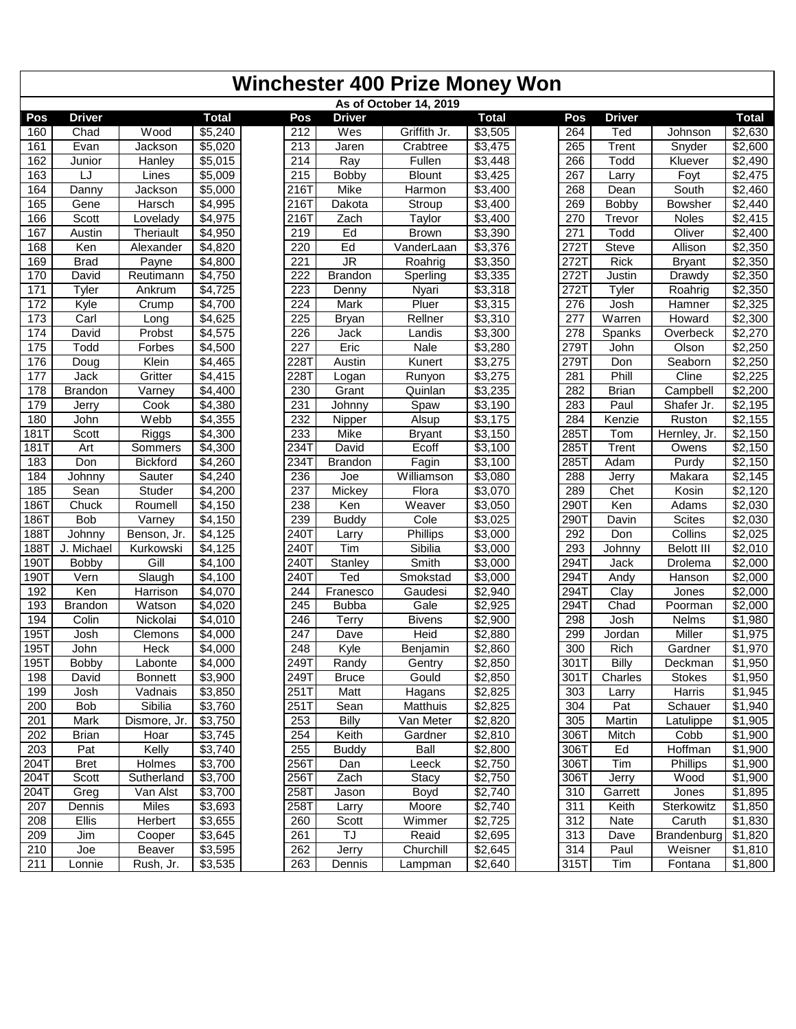# Winchester 400 Prize Money Won

As of October 14, 2019

| Pos | Driver | | Total | Pos | Driver | | Total | Pos | Driver | | Total |
|---|---|---|---|---|---|---|---|---|---|---|---|
| 160 | Chad | Wood | $5,240 | 212 | Wes | Griffith Jr. | $3,505 | 264 | Ted | Johnson | $2,630 |
| 161 | Evan | Jackson | $5,020 | 213 | Jaren | Crabtree | $3,475 | 265 | Trent | Snyder | $2,600 |
| 162 | Junior | Hanley | $5,015 | 214 | Ray | Fullen | $3,448 | 266 | Todd | Kluever | $2,490 |
| 163 | LJ | Lines | $5,009 | 215 | Bobby | Blount | $3,425 | 267 | Larry | Foyt | $2,475 |
| 164 | Danny | Jackson | $5,000 | 216T | Mike | Harmon | $3,400 | 268 | Dean | South | $2,460 |
| 165 | Gene | Harsch | $4,995 | 216T | Dakota | Stroup | $3,400 | 269 | Bobby | Bowsher | $2,440 |
| 166 | Scott | Lovelady | $4,975 | 216T | Zach | Taylor | $3,400 | 270 | Trevor | Noles | $2,415 |
| 167 | Austin | Theriault | $4,950 | 219 | Ed | Brown | $3,390 | 271 | Todd | Oliver | $2,400 |
| 168 | Ken | Alexander | $4,820 | 220 | Ed | VanderLaan | $3,376 | 272T | Steve | Allison | $2,350 |
| 169 | Brad | Payne | $4,800 | 221 | JR | Roahrig | $3,350 | 272T | Rick | Bryant | $2,350 |
| 170 | David | Reutimann | $4,750 | 222 | Brandon | Sperling | $3,335 | 272T | Justin | Drawdy | $2,350 |
| 171 | Tyler | Ankrum | $4,725 | 223 | Denny | Nyari | $3,318 | 272T | Tyler | Roahrig | $2,350 |
| 172 | Kyle | Crump | $4,700 | 224 | Mark | Pluer | $3,315 | 276 | Josh | Hamner | $2,325 |
| 173 | Carl | Long | $4,625 | 225 | Bryan | Rellner | $3,310 | 277 | Warren | Howard | $2,300 |
| 174 | David | Probst | $4,575 | 226 | Jack | Landis | $3,300 | 278 | Spanks | Overbeck | $2,270 |
| 175 | Todd | Forbes | $4,500 | 227 | Eric | Nale | $3,280 | 279T | John | Olson | $2,250 |
| 176 | Doug | Klein | $4,465 | 228T | Austin | Kunert | $3,275 | 279T | Don | Seaborn | $2,250 |
| 177 | Jack | Gritter | $4,415 | 228T | Logan | Runyon | $3,275 | 281 | Phill | Cline | $2,225 |
| 178 | Brandon | Varney | $4,400 | 230 | Grant | Quinlan | $3,235 | 282 | Brian | Campbell | $2,200 |
| 179 | Jerry | Cook | $4,380 | 231 | Johnny | Spaw | $3,190 | 283 | Paul | Shafer Jr. | $2,195 |
| 180 | John | Webb | $4,355 | 232 | Nipper | Alsup | $3,175 | 284 | Kenzie | Ruston | $2,155 |
| 181T | Scott | Riggs | $4,300 | 233 | Mike | Bryant | $3,150 | 285T | Tom | Hernley, Jr. | $2,150 |
| 181T | Art | Sommers | $4,300 | 234T | David | Ecoff | $3,100 | 285T | Trent | Owens | $2,150 |
| 183 | Don | Bickford | $4,260 | 234T | Brandon | Fagin | $3,100 | 285T | Adam | Purdy | $2,150 |
| 184 | Johnny | Sauter | $4,240 | 236 | Joe | Williamson | $3,080 | 288 | Jerry | Makara | $2,145 |
| 185 | Sean | Studer | $4,200 | 237 | Mickey | Flora | $3,070 | 289 | Chet | Kosin | $2,120 |
| 186T | Chuck | Roumell | $4,150 | 238 | Ken | Weaver | $3,050 | 290T | Ken | Adams | $2,030 |
| 186T | Bob | Varney | $4,150 | 239 | Buddy | Cole | $3,025 | 290T | Davin | Scites | $2,030 |
| 188T | Johnny | Benson, Jr. | $4,125 | 240T | Larry | Phillips | $3,000 | 292 | Don | Collins | $2,025 |
| 188T | J. Michael | Kurkowski | $4,125 | 240T | Tim | Sibilia | $3,000 | 293 | Johnny | Belott III | $2,010 |
| 190T | Bobby | Gill | $4,100 | 240T | Stanley | Smith | $3,000 | 294T | Jack | Drolema | $2,000 |
| 190T | Vern | Slaugh | $4,100 | 240T | Ted | Smokstad | $3,000 | 294T | Andy | Hanson | $2,000 |
| 192 | Ken | Harrison | $4,070 | 244 | Franesco | Gaudesi | $2,940 | 294T | Clay | Jones | $2,000 |
| 193 | Brandon | Watson | $4,020 | 245 | Bubba | Gale | $2,925 | 294T | Chad | Poorman | $2,000 |
| 194 | Colin | Nickolai | $4,010 | 246 | Terry | Bivens | $2,900 | 298 | Josh | Nelms | $1,980 |
| 195T | Josh | Clemons | $4,000 | 247 | Dave | Heid | $2,880 | 299 | Jordan | Miller | $1,975 |
| 195T | John | Heck | $4,000 | 248 | Kyle | Benjamin | $2,860 | 300 | Rich | Gardner | $1,970 |
| 195T | Bobby | Labonte | $4,000 | 249T | Randy | Gentry | $2,850 | 301T | Billy | Deckman | $1,950 |
| 198 | David | Bonnett | $3,900 | 249T | Bruce | Gould | $2,850 | 301T | Charles | Stokes | $1,950 |
| 199 | Josh | Vadnais | $3,850 | 251T | Matt | Hagans | $2,825 | 303 | Larry | Harris | $1,945 |
| 200 | Bob | Sibilia | $3,760 | 251T | Sean | Matthuis | $2,825 | 304 | Pat | Schauer | $1,940 |
| 201 | Mark | Dismore, Jr. | $3,750 | 253 | Billy | Van Meter | $2,820 | 305 | Martin | Latulippe | $1,905 |
| 202 | Brian | Hoar | $3,745 | 254 | Keith | Gardner | $2,810 | 306T | Mitch | Cobb | $1,900 |
| 203 | Pat | Kelly | $3,740 | 255 | Buddy | Ball | $2,800 | 306T | Ed | Hoffman | $1,900 |
| 204T | Bret | Holmes | $3,700 | 256T | Dan | Leeck | $2,750 | 306T | Tim | Phillips | $1,900 |
| 204T | Scott | Sutherland | $3,700 | 256T | Zach | Stacy | $2,750 | 306T | Jerry | Wood | $1,900 |
| 204T | Greg | Van Alst | $3,700 | 258T | Jason | Boyd | $2,740 | 310 | Garrett | Jones | $1,895 |
| 207 | Dennis | Miles | $3,693 | 258T | Larry | Moore | $2,740 | 311 | Keith | Sterkowitz | $1,850 |
| 208 | Ellis | Herbert | $3,655 | 260 | Scott | Wimmer | $2,725 | 312 | Nate | Caruth | $1,830 |
| 209 | Jim | Cooper | $3,645 | 261 | TJ | Reaid | $2,695 | 313 | Dave | Brandenburg | $1,820 |
| 210 | Joe | Beaver | $3,595 | 262 | Jerry | Churchill | $2,645 | 314 | Paul | Weisner | $1,810 |
| 211 | Lonnie | Rush, Jr. | $3,535 | 263 | Dennis | Lampman | $2,640 | 315T | Tim | Fontana | $1,800 |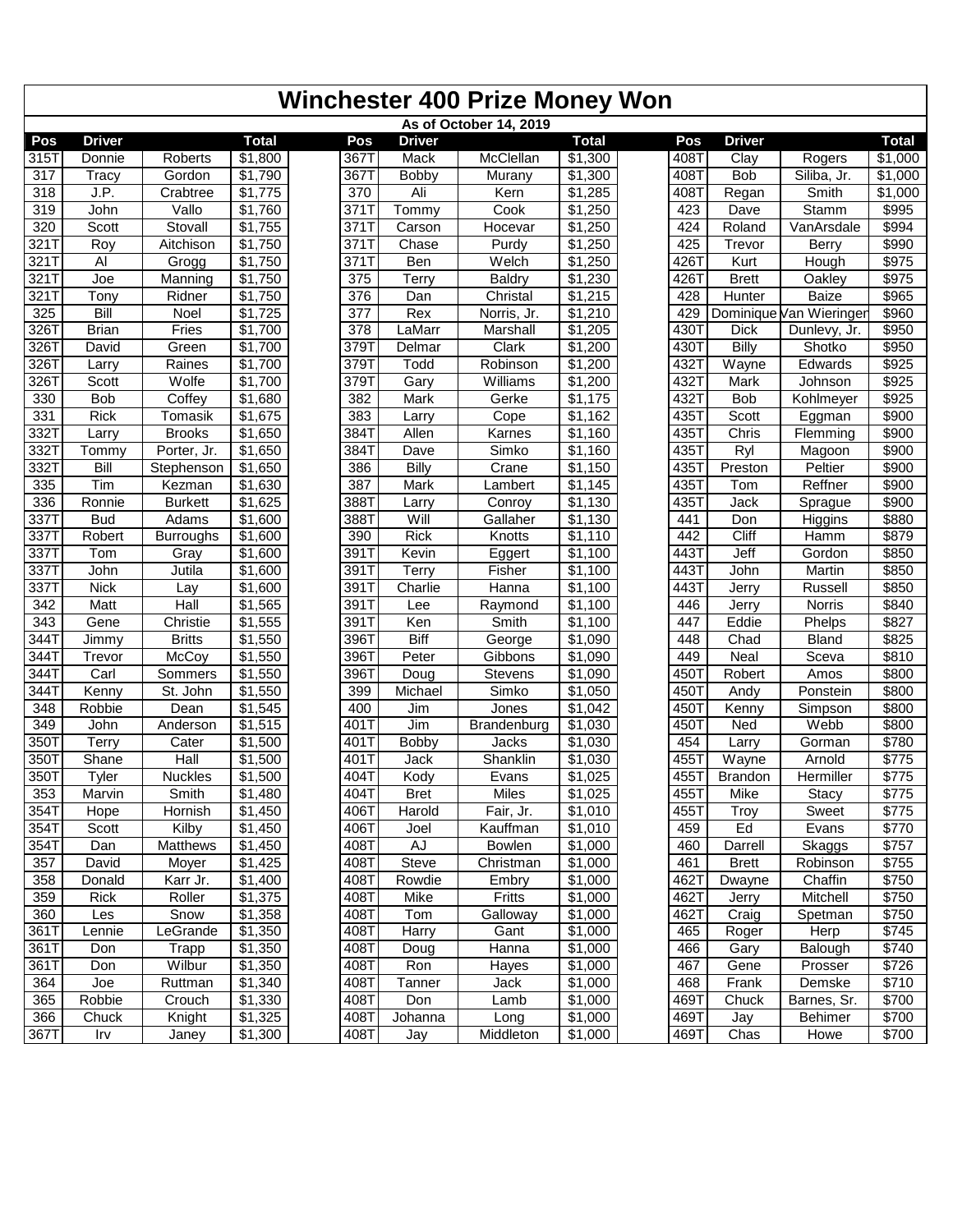# Winchester 400 Prize Money Won

As of October 14, 2019

| Pos | Driver | | Total | Pos | Driver | | Total | Pos | Driver | | Total |
|---|---|---|---|---|---|---|---|---|---|---|---|
| 315T | Donnie | Roberts | $1,800 | 367T | Mack | McClellan | $1,300 | 408T | Clay | Rogers | $1,000 |
| 317 | Tracy | Gordon | $1,790 | 367T | Bobby | Murany | $1,300 | 408T | Bob | Siliba, Jr. | $1,000 |
| 318 | J.P. | Crabtree | $1,775 | 370 | Ali | Kern | $1,285 | 408T | Regan | Smith | $1,000 |
| 319 | John | Vallo | $1,760 | 371T | Tommy | Cook | $1,250 | 423 | Dave | Stamm | $995 |
| 320 | Scott | Stovall | $1,755 | 371T | Carson | Hocevar | $1,250 | 424 | Roland | VanArsdale | $994 |
| 321T | Roy | Aitchison | $1,750 | 371T | Chase | Purdy | $1,250 | 425 | Trevor | Berry | $990 |
| 321T | Al | Grogg | $1,750 | 371T | Ben | Welch | $1,250 | 426T | Kurt | Hough | $975 |
| 321T | Joe | Manning | $1,750 | 375 | Terry | Baldry | $1,230 | 426T | Brett | Oakley | $975 |
| 321T | Tony | Ridner | $1,750 | 376 | Dan | Christal | $1,215 | 428 | Hunter | Baize | $965 |
| 325 | Bill | Noel | $1,725 | 377 | Rex | Norris, Jr. | $1,210 | 429 | Dominique | Van Wieringen | $960 |
| 326T | Brian | Fries | $1,700 | 378 | LaMarr | Marshall | $1,205 | 430T | Dick | Dunlevy, Jr. | $950 |
| 326T | David | Green | $1,700 | 379T | Delmar | Clark | $1,200 | 430T | Billy | Shotko | $950 |
| 326T | Larry | Raines | $1,700 | 379T | Todd | Robinson | $1,200 | 432T | Wayne | Edwards | $925 |
| 326T | Scott | Wolfe | $1,700 | 379T | Gary | Williams | $1,200 | 432T | Mark | Johnson | $925 |
| 330 | Bob | Coffey | $1,680 | 382 | Mark | Gerke | $1,175 | 432T | Bob | Kohlmeyer | $925 |
| 331 | Rick | Tomasik | $1,675 | 383 | Larry | Cope | $1,162 | 435T | Scott | Eggman | $900 |
| 332T | Larry | Brooks | $1,650 | 384T | Allen | Karnes | $1,160 | 435T | Chris | Flemming | $900 |
| 332T | Tommy | Porter, Jr. | $1,650 | 384T | Dave | Simko | $1,160 | 435T | Ryl | Magoon | $900 |
| 332T | Bill | Stephenson | $1,650 | 386 | Billy | Crane | $1,150 | 435T | Preston | Peltier | $900 |
| 335 | Tim | Kezman | $1,630 | 387 | Mark | Lambert | $1,145 | 435T | Tom | Reffner | $900 |
| 336 | Ronnie | Burkett | $1,625 | 388T | Larry | Conroy | $1,130 | 435T | Jack | Sprague | $900 |
| 337T | Bud | Adams | $1,600 | 388T | Will | Gallaher | $1,130 | 441 | Don | Higgins | $880 |
| 337T | Robert | Burroughs | $1,600 | 390 | Rick | Knotts | $1,110 | 442 | Cliff | Hamm | $879 |
| 337T | Tom | Gray | $1,600 | 391T | Kevin | Eggert | $1,100 | 443T | Jeff | Gordon | $850 |
| 337T | John | Jutila | $1,600 | 391T | Terry | Fisher | $1,100 | 443T | John | Martin | $850 |
| 337T | Nick | Lay | $1,600 | 391T | Charlie | Hanna | $1,100 | 443T | Jerry | Russell | $850 |
| 342 | Matt | Hall | $1,565 | 391T | Lee | Raymond | $1,100 | 446 | Jerry | Norris | $840 |
| 343 | Gene | Christie | $1,555 | 391T | Ken | Smith | $1,100 | 447 | Eddie | Phelps | $827 |
| 344T | Jimmy | Britts | $1,550 | 396T | Biff | George | $1,090 | 448 | Chad | Bland | $825 |
| 344T | Trevor | McCoy | $1,550 | 396T | Peter | Gibbons | $1,090 | 449 | Neal | Sceva | $810 |
| 344T | Carl | Sommers | $1,550 | 396T | Doug | Stevens | $1,090 | 450T | Robert | Amos | $800 |
| 344T | Kenny | St. John | $1,550 | 399 | Michael | Simko | $1,050 | 450T | Andy | Ponstein | $800 |
| 348 | Robbie | Dean | $1,545 | 400 | Jim | Jones | $1,042 | 450T | Kenny | Simpson | $800 |
| 349 | John | Anderson | $1,515 | 401T | Jim | Brandenburg | $1,030 | 450T | Ned | Webb | $800 |
| 350T | Terry | Cater | $1,500 | 401T | Bobby | Jacks | $1,030 | 454 | Larry | Gorman | $780 |
| 350T | Shane | Hall | $1,500 | 401T | Jack | Shanklin | $1,030 | 455T | Wayne | Arnold | $775 |
| 350T | Tyler | Nuckles | $1,500 | 404T | Kody | Evans | $1,025 | 455T | Brandon | Hermiller | $775 |
| 353 | Marvin | Smith | $1,480 | 404T | Bret | Miles | $1,025 | 455T | Mike | Stacy | $775 |
| 354T | Hope | Hornish | $1,450 | 406T | Harold | Fair, Jr. | $1,010 | 455T | Troy | Sweet | $775 |
| 354T | Scott | Kilby | $1,450 | 406T | Joel | Kauffman | $1,010 | 459 | Ed | Evans | $770 |
| 354T | Dan | Matthews | $1,450 | 408T | AJ | Bowlen | $1,000 | 460 | Darrell | Skaggs | $757 |
| 357 | David | Moyer | $1,425 | 408T | Steve | Christman | $1,000 | 461 | Brett | Robinson | $755 |
| 358 | Donald | Karr Jr. | $1,400 | 408T | Rowdie | Embry | $1,000 | 462T | Dwayne | Chaffin | $750 |
| 359 | Rick | Roller | $1,375 | 408T | Mike | Fritts | $1,000 | 462T | Jerry | Mitchell | $750 |
| 360 | Les | Snow | $1,358 | 408T | Tom | Galloway | $1,000 | 462T | Craig | Spetman | $750 |
| 361T | Lennie | LeGrande | $1,350 | 408T | Harry | Gant | $1,000 | 465 | Roger | Herp | $745 |
| 361T | Don | Trapp | $1,350 | 408T | Doug | Hanna | $1,000 | 466 | Gary | Balough | $740 |
| 361T | Don | Wilbur | $1,350 | 408T | Ron | Hayes | $1,000 | 467 | Gene | Prosser | $726 |
| 364 | Joe | Ruttman | $1,340 | 408T | Tanner | Jack | $1,000 | 468 | Frank | Demske | $710 |
| 365 | Robbie | Crouch | $1,330 | 408T | Don | Lamb | $1,000 | 469T | Chuck | Barnes, Sr. | $700 |
| 366 | Chuck | Knight | $1,325 | 408T | Johanna | Long | $1,000 | 469T | Jay | Behimer | $700 |
| 367T | Irv | Janey | $1,300 | 408T | Jay | Middleton | $1,000 | 469T | Chas | Howe | $700 |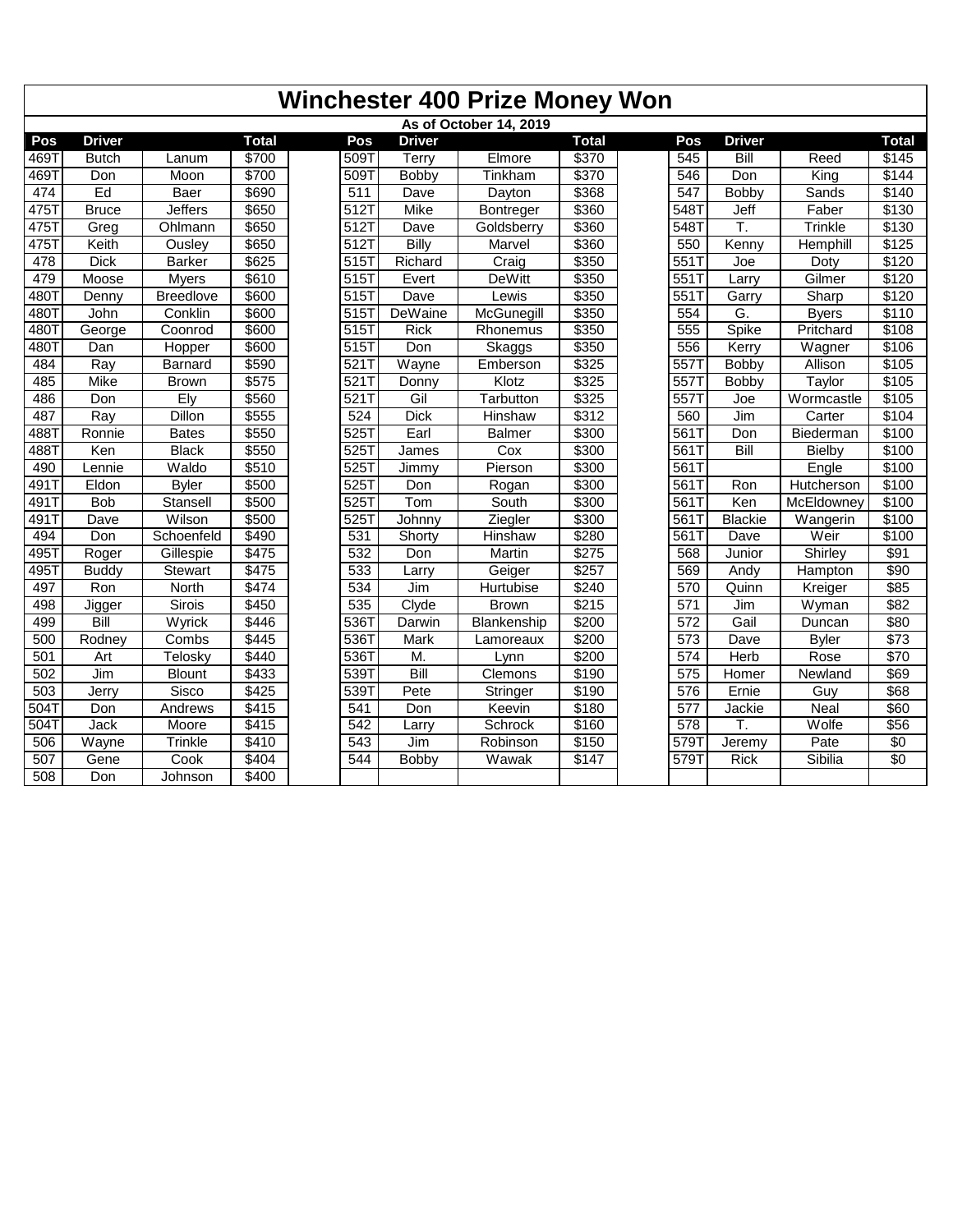# Winchester 400 Prize Money Won

**As of October 14, 2019**

| Pos | Driver | | Total | | Pos | Driver | | Total | | Pos | Driver | | Total |
|---|---|---|---|---|---|---|---|---|---|---|---|---|---|
| 469T | Butch | Lanum | $700 | | 509T | Terry | Elmore | $370 | | 545 | Bill | Reed | $145 |
| 469T | Don | Moon | $700 | | 509T | Bobby | Tinkham | $370 | | 546 | Don | King | $144 |
| 474 | Ed | Baer | $690 | | 511 | Dave | Dayton | $368 | | 547 | Bobby | Sands | $140 |
| 475T | Bruce | Jeffers | $650 | | 512T | Mike | Bontreger | $360 | | 548T | Jeff | Faber | $130 |
| 475T | Greg | Ohlmann | $650 | | 512T | Dave | Goldsberry | $360 | | 548T | T. | Trinkle | $130 |
| 475T | Keith | Ousley | $650 | | 512T | Billy | Marvel | $360 | | 550 | Kenny | Hemphill | $125 |
| 478 | Dick | Barker | $625 | | 515T | Richard | Craig | $350 | | 551T | Joe | Doty | $120 |
| 479 | Moose | Myers | $610 | | 515T | Evert | DeWitt | $350 | | 551T | Larry | Gilmer | $120 |
| 480T | Denny | Breedlove | $600 | | 515T | Dave | Lewis | $350 | | 551T | Garry | Sharp | $120 |
| 480T | John | Conklin | $600 | | 515T | DeWaine | McGunegill | $350 | | 554 | G. | Byers | $110 |
| 480T | George | Coonrod | $600 | | 515T | Rick | Rhonemus | $350 | | 555 | Spike | Pritchard | $108 |
| 480T | Dan | Hopper | $600 | | 515T | Don | Skaggs | $350 | | 556 | Kerry | Wagner | $106 |
| 484 | Ray | Barnard | $590 | | 521T | Wayne | Emberson | $325 | | 557T | Bobby | Allison | $105 |
| 485 | Mike | Brown | $575 | | 521T | Donny | Klotz | $325 | | 557T | Bobby | Taylor | $105 |
| 486 | Don | Ely | $560 | | 521T | Gil | Tarbutton | $325 | | 557T | Joe | Wormcastle | $105 |
| 487 | Ray | Dillon | $555 | | 524 | Dick | Hinshaw | $312 | | 560 | Jim | Carter | $104 |
| 488T | Ronnie | Bates | $550 | | 525T | Earl | Balmer | $300 | | 561T | Don | Biederman | $100 |
| 488T | Ken | Black | $550 | | 525T | James | Cox | $300 | | 561T | Bill | Bielby | $100 |
| 490 | Lennie | Waldo | $510 | | 525T | Jimmy | Pierson | $300 | | 561T | | Engle | $100 |
| 491T | Eldon | Byler | $500 | | 525T | Don | Rogan | $300 | | 561T | Ron | Hutcherson | $100 |
| 491T | Bob | Stansell | $500 | | 525T | Tom | South | $300 | | 561T | Ken | McEldowney | $100 |
| 491T | Dave | Wilson | $500 | | 525T | Johnny | Ziegler | $300 | | 561T | Blackie | Wangerin | $100 |
| 494 | Don | Schoenfeld | $490 | | 531 | Shorty | Hinshaw | $280 | | 561T | Dave | Weir | $100 |
| 495T | Roger | Gillespie | $475 | | 532 | Don | Martin | $275 | | 568 | Junior | Shirley | $91 |
| 495T | Buddy | Stewart | $475 | | 533 | Larry | Geiger | $257 | | 569 | Andy | Hampton | $90 |
| 497 | Ron | North | $474 | | 534 | Jim | Hurtubise | $240 | | 570 | Quinn | Kreiger | $85 |
| 498 | Jigger | Sirois | $450 | | 535 | Clyde | Brown | $215 | | 571 | Jim | Wyman | $82 |
| 499 | Bill | Wyrick | $446 | | 536T | Darwin | Blankenship | $200 | | 572 | Gail | Duncan | $80 |
| 500 | Rodney | Combs | $445 | | 536T | Mark | Lamoreaux | $200 | | 573 | Dave | Byler | $73 |
| 501 | Art | Telosky | $440 | | 536T | M. | Lynn | $200 | | 574 | Herb | Rose | $70 |
| 502 | Jim | Blount | $433 | | 539T | Bill | Clemons | $190 | | 575 | Homer | Newland | $69 |
| 503 | Jerry | Sisco | $425 | | 539T | Pete | Stringer | $190 | | 576 | Ernie | Guy | $68 |
| 504T | Don | Andrews | $415 | | 541 | Don | Keevin | $180 | | 577 | Jackie | Neal | $60 |
| 504T | Jack | Moore | $415 | | 542 | Larry | Schrock | $160 | | 578 | T. | Wolfe | $56 |
| 506 | Wayne | Trinkle | $410 | | 543 | Jim | Robinson | $150 | | 579T | Jeremy | Pate | $0 |
| 507 | Gene | Cook | $404 | | 544 | Bobby | Wawak | $147 | | 579T | Rick | Sibilia | $0 |
| 508 | Don | Johnson | $400 | | | | | | | | | | |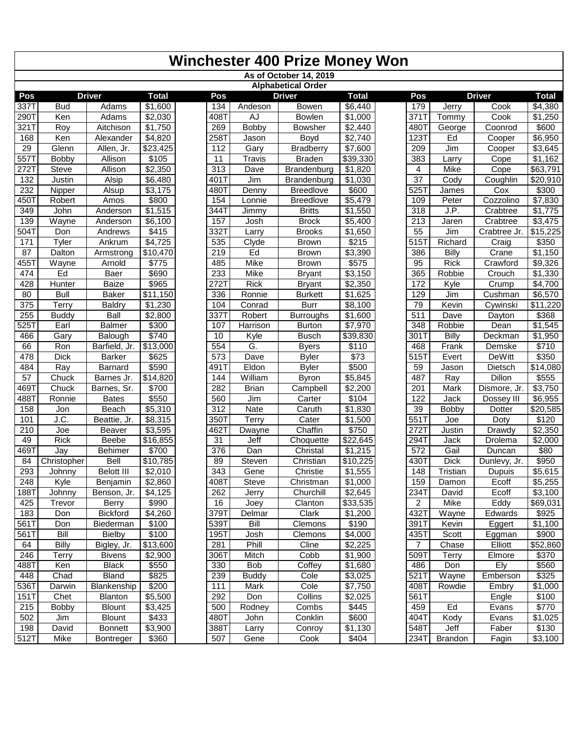# Winchester 400 Prize Money Won

**As of October 14, 2019**

**Alphabetical Order**

| Pos | Driver | | Total | | Pos | Driver | | Total | | Pos | Driver | | Total |
|---|---|---|---|---|---|---|---|---|---|---|---|---|---|
| 337T | Bud | Adams | $1,600 | | 134 | Andeson | Bowen | $6,440 | | 179 | Jerry | Cook | $4,380 |
| 290T | Ken | Adams | $2,030 | | 408T | AJ | Bowlen | $1,000 | | 371T | Tommy | Cook | $1,250 |
| 321T | Roy | Aitchison | $1,750 | | 269 | Bobby | Bowsher | $2,440 | | 480T | George | Coonrod | $600 |
| 168 | Ken | Alexander | $4,820 | | 258T | Jason | Boyd | $2,740 | | 123T | Ed | Cooper | $6,950 |
| 29 | Glenn | Allen, Jr. | $23,425 | | 112 | Gary | Bradberry | $7,600 | | 209 | Jim | Cooper | $3,645 |
| 557T | Bobby | Allison | $105 | | 11 | Travis | Braden | $39,330 | | 383 | Larry | Cope | $1,162 |
| 272T | Steve | Allison | $2,350 | | 313 | Dave | Brandenburg | $1,820 | | 4 | Mike | Cope | $63,791 |
| 132 | Justin | Alsip | $6,480 | | 401T | Jim | Brandenburg | $1,030 | | 37 | Cody | Coughlin | $20,910 |
| 232 | Nipper | Alsup | $3,175 | | 480T | Denny | Breedlove | $600 | | 525T | James | Cox | $300 |
| 450T | Robert | Amos | $800 | | 154 | Lonnie | Breedlove | $5,479 | | 109 | Peter | Cozzolino | $7,830 |
| 349 | John | Anderson | $1,515 | | 344T | Jimmy | Britts | $1,550 | | 318 | J.P. | Crabtree | $1,775 |
| 139 | Wayne | Anderson | $6,100 | | 157 | Josh | Brock | $5,400 | | 213 | Jaren | Crabtree | $3,475 |
| 504T | Don | Andrews | $415 | | 332T | Larry | Brooks | $1,650 | | 55 | Jim | Crabtree Jr. | $15,225 |
| 171 | Tyler | Ankrum | $4,725 | | 535 | Clyde | Brown | $215 | | 515T | Richard | Craig | $350 |
| 87 | Dalton | Armstrong | $10,470 | | 219 | Ed | Brown | $3,390 | | 386 | Billy | Crane | $1,150 |
| 455T | Wayne | Arnold | $775 | | 485 | Mike | Brown | $575 | | 95 | Rick | Crawford | $9,326 |
| 474 | Ed | Baer | $690 | | 233 | Mike | Bryant | $3,150 | | 365 | Robbie | Crouch | $1,330 |
| 428 | Hunter | Baize | $965 | | 272T | Rick | Bryant | $2,350 | | 172 | Kyle | Crump | $4,700 |
| 80 | Bull | Baker | $11,150 | | 336 | Ronnie | Burkett | $1,625 | | 129 | Jim | Cushman | $6,570 |
| 375 | Terry | Baldry | $1,230 | | 104 | Conrad | Burr | $8,100 | | 79 | Kevin | Cywinski | $11,220 |
| 255 | Buddy | Ball | $2,800 | | 337T | Robert | Burroughs | $1,600 | | 511 | Dave | Dayton | $368 |
| 525T | Earl | Balmer | $300 | | 107 | Harrison | Burton | $7,970 | | 348 | Robbie | Dean | $1,545 |
| 466 | Gary | Balough | $740 | | 10 | Kyle | Busch | $39,830 | | 301T | Billy | Deckman | $1,950 |
| 66 | Ron | Barfield, Jr. | $13,000 | | 554 | G. | Byers | $110 | | 468 | Frank | Demske | $710 |
| 478 | Dick | Barker | $625 | | 573 | Dave | Byler | $73 | | 515T | Evert | DeWitt | $350 |
| 484 | Ray | Barnard | $590 | | 491T | Eldon | Byler | $500 | | 59 | Jason | Dietsch | $14,080 |
| 57 | Chuck | Barnes Jr. | $14,820 | | 144 | William | Byron | $5,845 | | 487 | Ray | Dillon | $555 |
| 469T | Chuck | Barnes, Sr. | $700 | | 282 | Brian | Campbell | $2,200 | | 201 | Mark | Dismore, Jr. | $3,750 |
| 488T | Ronnie | Bates | $550 | | 560 | Jim | Carter | $104 | | 122 | Jack | Dossey III | $6,955 |
| 158 | Jon | Beach | $5,310 | | 312 | Nate | Caruth | $1,830 | | 39 | Bobby | Dotter | $20,585 |
| 101 | J.C. | Beattie, Jr. | $8,315 | | 350T | Terry | Cater | $1,500 | | 551T | Joe | Doty | $120 |
| 210 | Joe | Beaver | $3,595 | | 462T | Dwayne | Chaffin | $750 | | 272T | Justin | Drawdy | $2,350 |
| 49 | Rick | Beebe | $16,855 | | 31 | Jeff | Choquette | $22,645 | | 294T | Jack | Drolema | $2,000 |
| 469T | Jay | Behimer | $700 | | 376 | Dan | Christal | $1,215 | | 572 | Gail | Duncan | $80 |
| 84 | Christopher | Bell | $10,785 | | 89 | Steven | Christian | $10,225 | | 430T | Dick | Dunlevy, Jr. | $950 |
| 293 | Johnny | Belott III | $2,010 | | 343 | Gene | Christie | $1,555 | | 148 | Tristian | Dupuis | $5,615 |
| 248 | Kyle | Benjamin | $2,860 | | 408T | Steve | Christman | $1,000 | | 159 | Damon | Ecoff | $5,255 |
| 188T | Johnny | Benson, Jr. | $4,125 | | 262 | Jerry | Churchill | $2,645 | | 234T | David | Ecoff | $3,100 |
| 425 | Trevor | Berry | $990 | | 16 | Joey | Clanton | $33,535 | | 2 | Mike | Eddy | $69,031 |
| 183 | Don | Bickford | $4,260 | | 379T | Delmar | Clark | $1,200 | | 432T | Wayne | Edwards | $925 |
| 561T | Don | Biederman | $100 | | 539T | Bill | Clemons | $190 | | 391T | Kevin | Eggert | $1,100 |
| 561T | Bill | Bielby | $100 | | 195T | Josh | Clemons | $4,000 | | 435T | Scott | Eggman | $900 |
| 64 | Billy | Bigley, Jr. | $13,600 | | 281 | Phill | Cline | $2,225 | | 7 | Chase | Elliott | $52,860 |
| 246 | Terry | Bivens | $2,900 | | 306T | Mitch | Cobb | $1,900 | | 509T | Terry | Elmore | $370 |
| 488T | Ken | Black | $550 | | 330 | Bob | Coffey | $1,680 | | 486 | Don | Ely | $560 |
| 448 | Chad | Bland | $825 | | 239 | Buddy | Cole | $3,025 | | 521T | Wayne | Emberson | $325 |
| 536T | Darwin | Blankenship | $200 | | 111 | Mark | Cole | $7,750 | | 408T | Rowdie | Embry | $1,000 |
| 151T | Chet | Blanton | $5,500 | | 292 | Don | Collins | $2,025 | | 561T | | Engle | $100 |
| 215 | Bobby | Blount | $3,425 | | 500 | Rodney | Combs | $445 | | 459 | Ed | Evans | $770 |
| 502 | Jim | Blount | $433 | | 480T | John | Conklin | $600 | | 404T | Kody | Evans | $1,025 |
| 198 | David | Bonnett | $3,900 | | 388T | Larry | Conroy | $1,130 | | 548T | Jeff | Faber | $130 |
| 512T | Mike | Bontreger | $360 | | 507 | Gene | Cook | $404 | | 234T | Brandon | Fagin | $3,100 |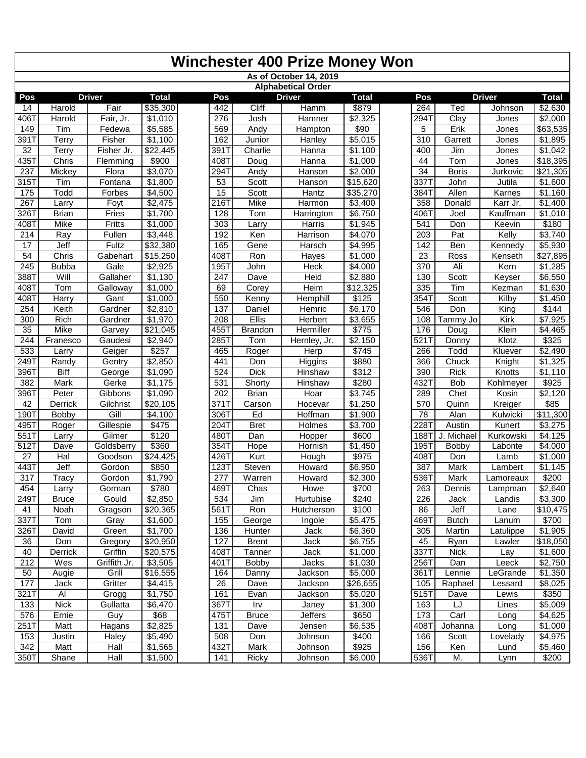# Winchester 400 Prize Money Won

**As of October 14, 2019**

**Alphabetical Order**

| Pos | Driver | | Total | Pos | Driver | | Total | Pos | Driver | | Total |
|---|---|---|---|---|---|---|---|---|---|---|---|
| 14 | Harold | Fair | $35,300 | 442 | Cliff | Hamm | $879 | 264 | Ted | Johnson | $2,630 |
| 406T | Harold | Fair, Jr. | $1,010 | 276 | Josh | Hamner | $2,325 | 294T | Clay | Jones | $2,000 |
| 149 | Tim | Fedewa | $5,585 | 569 | Andy | Hampton | $90 | 5 | Erik | Jones | $63,535 |
| 391T | Terry | Fisher | $1,100 | 162 | Junior | Hanley | $5,015 | 310 | Garrett | Jones | $1,895 |
| 32 | Terry | Fisher Jr. | $22,445 | 391T | Charlie | Hanna | $1,100 | 400 | Jim | Jones | $1,042 |
| 435T | Chris | Flemming | $900 | 408T | Doug | Hanna | $1,000 | 44 | Tom | Jones | $18,395 |
| 237 | Mickey | Flora | $3,070 | 294T | Andy | Hanson | $2,000 | 34 | Boris | Jurkovic | $21,305 |
| 315T | Tim | Fontana | $1,800 | 53 | Scott | Hanson | $15,620 | 337T | John | Jutila | $1,600 |
| 175 | Todd | Forbes | $4,500 | 15 | Scott | Hantz | $35,270 | 384T | Allen | Karnes | $1,160 |
| 267 | Larry | Foyt | $2,475 | 216T | Mike | Harmon | $3,400 | 358 | Donald | Karr Jr. | $1,400 |
| 326T | Brian | Fries | $1,700 | 128 | Tom | Harrington | $6,750 | 406T | Joel | Kauffman | $1,010 |
| 408T | Mike | Fritts | $1,000 | 303 | Larry | Harris | $1,945 | 541 | Don | Keevin | $180 |
| 214 | Ray | Fullen | $3,448 | 192 | Ken | Harrison | $4,070 | 203 | Pat | Kelly | $3,740 |
| 17 | Jeff | Fultz | $32,380 | 165 | Gene | Harsch | $4,995 | 142 | Ben | Kennedy | $5,930 |
| 54 | Chris | Gabehart | $15,250 | 408T | Ron | Hayes | $1,000 | 23 | Ross | Kenseth | $27,895 |
| 245 | Bubba | Gale | $2,925 | 195T | John | Heck | $4,000 | 370 | Ali | Kern | $1,285 |
| 388T | Will | Gallaher | $1,130 | 247 | Dave | Heid | $2,880 | 130 | Scott | Keyser | $6,550 |
| 408T | Tom | Galloway | $1,000 | 69 | Corey | Heim | $12,325 | 335 | Tim | Kezman | $1,630 |
| 408T | Harry | Gant | $1,000 | 550 | Kenny | Hemphill | $125 | 354T | Scott | Kilby | $1,450 |
| 254 | Keith | Gardner | $2,810 | 137 | Daniel | Hemric | $6,170 | 546 | Don | King | $144 |
| 300 | Rich | Gardner | $1,970 | 208 | Ellis | Herbert | $3,655 | 108 | Tammy Jo | Kirk | $7,925 |
| 35 | Mike | Garvey | $21,045 | 455T | Brandon | Hermiller | $775 | 176 | Doug | Klein | $4,465 |
| 244 | Franesco | Gaudesi | $2,940 | 285T | Tom | Hernley, Jr. | $2,150 | 521T | Donny | Klotz | $325 |
| 533 | Larry | Geiger | $257 | 465 | Roger | Herp | $745 | 266 | Todd | Kluever | $2,490 |
| 249T | Randy | Gentry | $2,850 | 441 | Don | Higgins | $880 | 366 | Chuck | Knight | $1,325 |
| 396T | Biff | George | $1,090 | 524 | Dick | Hinshaw | $312 | 390 | Rick | Knotts | $1,110 |
| 382 | Mark | Gerke | $1,175 | 531 | Shorty | Hinshaw | $280 | 432T | Bob | Kohlmeyer | $925 |
| 396T | Peter | Gibbons | $1,090 | 202 | Brian | Hoar | $3,745 | 289 | Chet | Kosin | $2,120 |
| 42 | Derrick | Gilchrist | $20,105 | 371T | Carson | Hocevar | $1,250 | 570 | Quinn | Kreiger | $85 |
| 190T | Bobby | Gill | $4,100 | 306T | Ed | Hoffman | $1,900 | 78 | Alan | Kulwicki | $11,300 |
| 495T | Roger | Gillespie | $475 | 204T | Bret | Holmes | $3,700 | 228T | Austin | Kunert | $3,275 |
| 551T | Larry | Gilmer | $120 | 480T | Dan | Hopper | $600 | 188T | J. Michael | Kurkowski | $4,125 |
| 512T | Dave | Goldsberry | $360 | 354T | Hope | Hornish | $1,450 | 195T | Bobby | Labonte | $4,000 |
| 27 | Hal | Goodson | $24,425 | 426T | Kurt | Hough | $975 | 408T | Don | Lamb | $1,000 |
| 443T | Jeff | Gordon | $850 | 123T | Steven | Howard | $6,950 | 387 | Mark | Lambert | $1,145 |
| 317 | Tracy | Gordon | $1,790 | 277 | Warren | Howard | $2,300 | 536T | Mark | Lamoreaux | $200 |
| 454 | Larry | Gorman | $780 | 469T | Chas | Howe | $700 | 263 | Dennis | Lampman | $2,640 |
| 249T | Bruce | Gould | $2,850 | 534 | Jim | Hurtubise | $240 | 226 | Jack | Landis | $3,300 |
| 41 | Noah | Gragson | $20,365 | 561T | Ron | Hutcherson | $100 | 86 | Jeff | Lane | $10,475 |
| 337T | Tom | Gray | $1,600 | 155 | George | Ingole | $5,475 | 469T | Butch | Lanum | $700 |
| 326T | David | Green | $1,700 | 136 | Hunter | Jack | $6,360 | 305 | Martin | Latulippe | $1,905 |
| 36 | Don | Gregory | $20,950 | 127 | Brent | Jack | $6,755 | 45 | Ryan | Lawler | $18,050 |
| 40 | Derrick | Griffin | $20,575 | 408T | Tanner | Jack | $1,000 | 337T | Nick | Lay | $1,600 |
| 212 | Wes | Griffith Jr. | $3,505 | 401T | Bobby | Jacks | $1,030 | 256T | Dan | Leeck | $2,750 |
| 50 | Augie | Grill | $16,555 | 164 | Danny | Jackson | $5,000 | 361T | Lennie | LeGrande | $1,350 |
| 177 | Jack | Gritter | $4,415 | 26 | Dave | Jackson | $26,655 | 105 | Raphael | Lessard | $8,025 |
| 321T | Al | Grogg | $1,750 | 161 | Evan | Jackson | $5,020 | 515T | Dave | Lewis | $350 |
| 133 | Nick | Gullatta | $6,470 | 367T | Irv | Janey | $1,300 | 163 | LJ | Lines | $5,009 |
| 576 | Ernie | Guy | $68 | 475T | Bruce | Jeffers | $650 | 173 | Carl | Long | $4,625 |
| 251T | Matt | Hagans | $2,825 | 131 | Dave | Jensen | $6,535 | 408T | Johanna | Long | $1,000 |
| 153 | Justin | Haley | $5,490 | 508 | Don | Johnson | $400 | 166 | Scott | Lovelady | $4,975 |
| 342 | Matt | Hall | $1,565 | 432T | Mark | Johnson | $925 | 156 | Ken | Lund | $5,460 |
| 350T | Shane | Hall | $1,500 | 141 | Ricky | Johnson | $6,000 | 536T | M. | Lynn | $200 |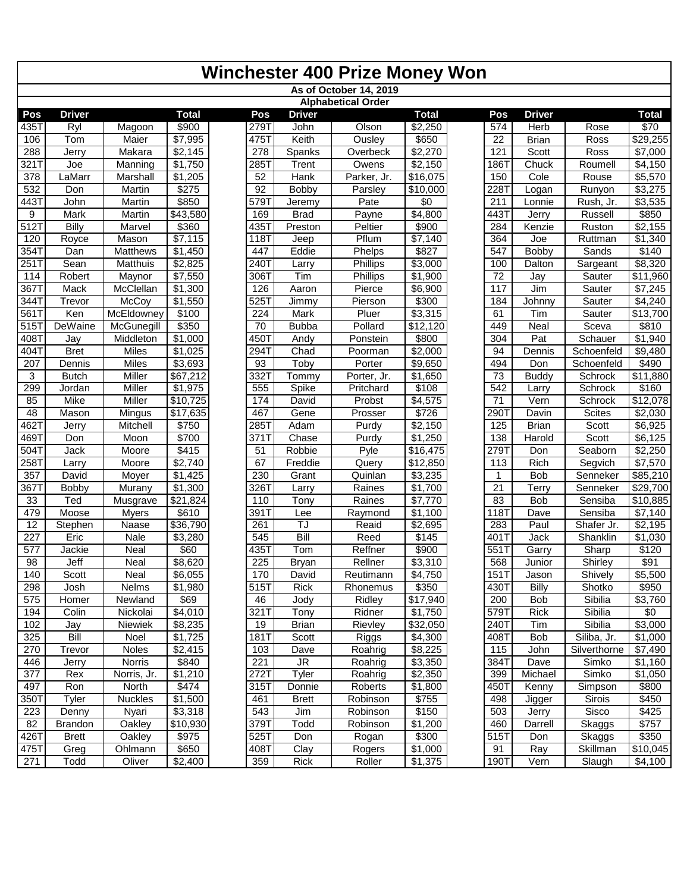# Winchester 400 Prize Money Won

**As of October 14, 2019**

**Alphabetical Order**

| Pos | Driver | | Total | Pos | Driver | | Total | Pos | Driver | | Total |
|---|---|---|---|---|---|---|---|---|---|---|---|
| 435T | Ryl | Magoon | $900 | 279T | John | Olson | $2,250 | 574 | Herb | Rose | $70 |
| 106 | Tom | Maier | $7,995 | 475T | Keith | Ousley | $650 | 22 | Brian | Ross | $29,255 |
| 288 | Jerry | Makara | $2,145 | 278 | Spanks | Overbeck | $2,270 | 121 | Scott | Ross | $7,000 |
| 321T | Joe | Manning | $1,750 | 285T | Trent | Owens | $2,150 | 186T | Chuck | Roumell | $4,150 |
| 378 | LaMarr | Marshall | $1,205 | 52 | Hank | Parker, Jr. | $16,075 | 150 | Cole | Rouse | $5,570 |
| 532 | Don | Martin | $275 | 92 | Bobby | Parsley | $10,000 | 228T | Logan | Runyon | $3,275 |
| 443T | John | Martin | $850 | 579T | Jeremy | Pate | $0 | 211 | Lonnie | Rush, Jr. | $3,535 |
| 9 | Mark | Martin | $43,580 | 169 | Brad | Payne | $4,800 | 443T | Jerry | Russell | $850 |
| 512T | Billy | Marvel | $360 | 435T | Preston | Peltier | $900 | 284 | Kenzie | Ruston | $2,155 |
| 120 | Royce | Mason | $7,115 | 118T | Jeep | Pflum | $7,140 | 364 | Joe | Ruttman | $1,340 |
| 354T | Dan | Matthews | $1,450 | 447 | Eddie | Phelps | $827 | 547 | Bobby | Sands | $140 |
| 251T | Sean | Matthuis | $2,825 | 240T | Larry | Phillips | $3,000 | 100 | Dalton | Sargeant | $8,320 |
| 114 | Robert | Maynor | $7,550 | 306T | Tim | Phillips | $1,900 | 72 | Jay | Sauter | $11,960 |
| 367T | Mack | McClellan | $1,300 | 126 | Aaron | Pierce | $6,900 | 117 | Jim | Sauter | $7,245 |
| 344T | Trevor | McCoy | $1,550 | 525T | Jimmy | Pierson | $300 | 184 | Johnny | Sauter | $4,240 |
| 561T | Ken | McEldowney | $100 | 224 | Mark | Pluer | $3,315 | 61 | Tim | Sauter | $13,700 |
| 515T | DeWaine | McGunegill | $350 | 70 | Bubba | Pollard | $12,120 | 449 | Neal | Sceva | $810 |
| 408T | Jay | Middleton | $1,000 | 450T | Andy | Ponstein | $800 | 304 | Pat | Schauer | $1,940 |
| 404T | Bret | Miles | $1,025 | 294T | Chad | Poorman | $2,000 | 94 | Dennis | Schoenfeld | $9,480 |
| 207 | Dennis | Miles | $3,693 | 93 | Toby | Porter | $9,650 | 494 | Don | Schoenfeld | $490 |
| 3 | Butch | Miller | $67,212 | 332T | Tommy | Porter, Jr. | $1,650 | 73 | Buddy | Schrock | $11,880 |
| 299 | Jordan | Miller | $1,975 | 555 | Spike | Pritchard | $108 | 542 | Larry | Schrock | $160 |
| 85 | Mike | Miller | $10,725 | 174 | David | Probst | $4,575 | 71 | Vern | Schrock | $12,078 |
| 48 | Mason | Mingus | $17,635 | 467 | Gene | Prosser | $726 | 290T | Davin | Scites | $2,030 |
| 462T | Jerry | Mitchell | $750 | 285T | Adam | Purdy | $2,150 | 125 | Brian | Scott | $6,925 |
| 469T | Don | Moon | $700 | 371T | Chase | Purdy | $1,250 | 138 | Harold | Scott | $6,125 |
| 504T | Jack | Moore | $415 | 51 | Robbie | Pyle | $16,475 | 279T | Don | Seaborn | $2,250 |
| 258T | Larry | Moore | $2,740 | 67 | Freddie | Query | $12,850 | 113 | Rich | Segvich | $7,570 |
| 357 | David | Moyer | $1,425 | 230 | Grant | Quinlan | $3,235 | 1 | Bob | Senneker | $85,210 |
| 367T | Bobby | Murany | $1,300 | 326T | Larry | Raines | $1,700 | 21 | Terry | Senneker | $29,700 |
| 33 | Ted | Musgrave | $21,824 | 110 | Tony | Raines | $7,770 | 83 | Bob | Sensiba | $10,885 |
| 479 | Moose | Myers | $610 | 391T | Lee | Raymond | $1,100 | 118T | Dave | Sensiba | $7,140 |
| 12 | Stephen | Naase | $36,790 | 261 | TJ | Reaid | $2,695 | 283 | Paul | Shafer Jr. | $2,195 |
| 227 | Eric | Nale | $3,280 | 545 | Bill | Reed | $145 | 401T | Jack | Shanklin | $1,030 |
| 577 | Jackie | Neal | $60 | 435T | Tom | Reffner | $900 | 551T | Garry | Sharp | $120 |
| 98 | Jeff | Neal | $8,620 | 225 | Bryan | Rellner | $3,310 | 568 | Junior | Shirley | $91 |
| 140 | Scott | Neal | $6,055 | 170 | David | Reutimann | $4,750 | 151T | Jason | Shively | $5,500 |
| 298 | Josh | Nelms | $1,980 | 515T | Rick | Rhonemus | $350 | 430T | Billy | Shotko | $950 |
| 575 | Homer | Newland | $69 | 46 | Jody | Ridley | $17,940 | 200 | Bob | Sibilia | $3,760 |
| 194 | Colin | Nickolai | $4,010 | 321T | Tony | Ridner | $1,750 | 579T | Rick | Sibilia | $0 |
| 102 | Jay | Niewiek | $8,235 | 19 | Brian | Rievley | $32,050 | 240T | Tim | Sibilia | $3,000 |
| 325 | Bill | Noel | $1,725 | 181T | Scott | Riggs | $4,300 | 408T | Bob | Siliba, Jr. | $1,000 |
| 270 | Trevor | Noles | $2,415 | 103 | Dave | Roahrig | $8,225 | 115 | John | Silverthorne | $7,490 |
| 446 | Jerry | Norris | $840 | 221 | JR | Roahrig | $3,350 | 384T | Dave | Simko | $1,160 |
| 377 | Rex | Norris, Jr. | $1,210 | 272T | Tyler | Roahrig | $2,350 | 399 | Michael | Simko | $1,050 |
| 497 | Ron | North | $474 | 315T | Donnie | Roberts | $1,800 | 450T | Kenny | Simpson | $800 |
| 350T | Tyler | Nuckles | $1,500 | 461 | Brett | Robinson | $755 | 498 | Jigger | Sirois | $450 |
| 223 | Denny | Nyari | $3,318 | 543 | Jim | Robinson | $150 | 503 | Jerry | Sisco | $425 |
| 82 | Brandon | Oakley | $10,930 | 379T | Todd | Robinson | $1,200 | 460 | Darrell | Skaggs | $757 |
| 426T | Brett | Oakley | $975 | 525T | Don | Rogan | $300 | 515T | Don | Skaggs | $350 |
| 475T | Greg | Ohlmann | $650 | 408T | Clay | Rogers | $1,000 | 91 | Ray | Skillman | $10,045 |
| 271 | Todd | Oliver | $2,400 | 359 | Rick | Roller | $1,375 | 190T | Vern | Slaugh | $4,100 |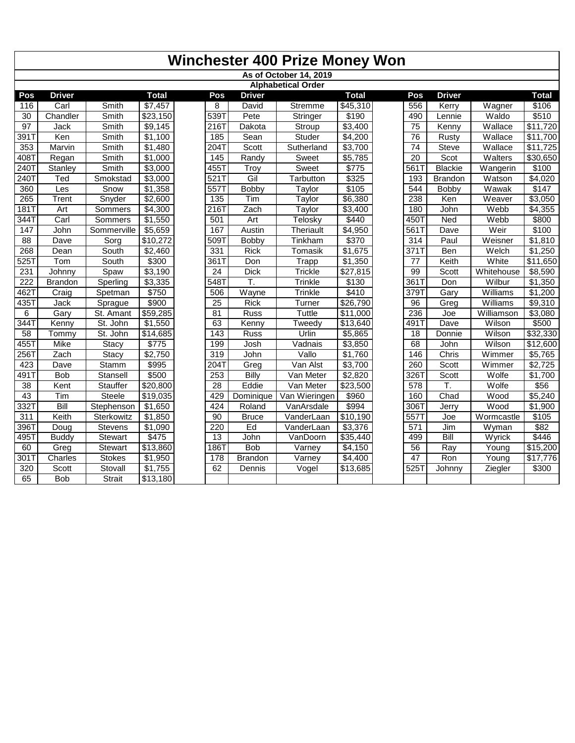# Winchester 400 Prize Money Won

**As of October 14, 2019**

**Alphabetical Order**

| Pos | Driver | | Total | | Pos | Driver | | Total | | Pos | Driver | | Total |
|---|---|---|---|---|---|---|---|---|---|---|---|---|---|
| 116 | Carl | Smith | $7,457 | | 8 | David | Stremme | $45,310 | | 556 | Kerry | Wagner | $106 |
| 30 | Chandler | Smith | $23,150 | | 539T | Pete | Stringer | $190 | | 490 | Lennie | Waldo | $510 |
| 97 | Jack | Smith | $9,145 | | 216T | Dakota | Stroup | $3,400 | | 75 | Kenny | Wallace | $11,720 |
| 391T | Ken | Smith | $1,100 | | 185 | Sean | Studer | $4,200 | | 76 | Rusty | Wallace | $11,700 |
| 353 | Marvin | Smith | $1,480 | | 204T | Scott | Sutherland | $3,700 | | 74 | Steve | Wallace | $11,725 |
| 408T | Regan | Smith | $1,000 | | 145 | Randy | Sweet | $5,785 | | 20 | Scot | Walters | $30,650 |
| 240T | Stanley | Smith | $3,000 | | 455T | Troy | Sweet | $775 | | 561T | Blackie | Wangerin | $100 |
| 240T | Ted | Smokstad | $3,000 | | 521T | Gil | Tarbutton | $325 | | 193 | Brandon | Watson | $4,020 |
| 360 | Les | Snow | $1,358 | | 557T | Bobby | Taylor | $105 | | 544 | Bobby | Wawak | $147 |
| 265 | Trent | Snyder | $2,600 | | 135 | Tim | Taylor | $6,380 | | 238 | Ken | Weaver | $3,050 |
| 181T | Art | Sommers | $4,300 | | 216T | Zach | Taylor | $3,400 | | 180 | John | Webb | $4,355 |
| 344T | Carl | Sommers | $1,550 | | 501 | Art | Telosky | $440 | | 450T | Ned | Webb | $800 |
| 147 | John | Sommerville | $5,659 | | 167 | Austin | Theriault | $4,950 | | 561T | Dave | Weir | $100 |
| 88 | Dave | Sorg | $10,272 | | 509T | Bobby | Tinkham | $370 | | 314 | Paul | Weisner | $1,810 |
| 268 | Dean | South | $2,460 | | 331 | Rick | Tomasik | $1,675 | | 371T | Ben | Welch | $1,250 |
| 525T | Tom | South | $300 | | 361T | Don | Trapp | $1,350 | | 77 | Keith | White | $11,650 |
| 231 | Johnny | Spaw | $3,190 | | 24 | Dick | Trickle | $27,815 | | 99 | Scott | Whitehouse | $8,590 |
| 222 | Brandon | Sperling | $3,335 | | 548T | T. | Trinkle | $130 | | 361T | Don | Wilbur | $1,350 |
| 462T | Craig | Spetman | $750 | | 506 | Wayne | Trinkle | $410 | | 379T | Gary | Williams | $1,200 |
| 435T | Jack | Sprague | $900 | | 25 | Rick | Turner | $26,790 | | 96 | Greg | Williams | $9,310 |
| 6 | Gary | St. Amant | $59,285 | | 81 | Russ | Tuttle | $11,000 | | 236 | Joe | Williamson | $3,080 |
| 344T | Kenny | St. John | $1,550 | | 63 | Kenny | Tweedy | $13,640 | | 491T | Dave | Wilson | $500 |
| 58 | Tommy | St. John | $14,685 | | 143 | Russ | Urlin | $5,865 | | 18 | Donnie | Wilson | $32,330 |
| 455T | Mike | Stacy | $775 | | 199 | Josh | Vadnais | $3,850 | | 68 | John | Wilson | $12,600 |
| 256T | Zach | Stacy | $2,750 | | 319 | John | Vallo | $1,760 | | 146 | Chris | Wimmer | $5,765 |
| 423 | Dave | Stamm | $995 | | 204T | Greg | Van Alst | $3,700 | | 260 | Scott | Wimmer | $2,725 |
| 491T | Bob | Stansell | $500 | | 253 | Billy | Van Meter | $2,820 | | 326T | Scott | Wolfe | $1,700 |
| 38 | Kent | Stauffer | $20,800 | | 28 | Eddie | Van Meter | $23,500 | | 578 | T. | Wolfe | $56 |
| 43 | Tim | Steele | $19,035 | | 429 | Dominique | Van Wieringen | $960 | | 160 | Chad | Wood | $5,240 |
| 332T | Bill | Stephenson | $1,650 | | 424 | Roland | VanArsdale | $994 | | 306T | Jerry | Wood | $1,900 |
| 311 | Keith | Sterkowitz | $1,850 | | 90 | Bruce | VanderLaan | $10,190 | | 557T | Joe | Wormcastle | $105 |
| 396T | Doug | Stevens | $1,090 | | 220 | Ed | VanderLaan | $3,376 | | 571 | Jim | Wyman | $82 |
| 495T | Buddy | Stewart | $475 | | 13 | John | VanDoorn | $35,440 | | 499 | Bill | Wyrick | $446 |
| 60 | Greg | Stewart | $13,860 | | 186T | Bob | Varney | $4,150 | | 56 | Ray | Young | $15,200 |
| 301T | Charles | Stokes | $1,950 | | 178 | Brandon | Varney | $4,400 | | 47 | Ron | Young | $17,776 |
| 320 | Scott | Stovall | $1,755 | | 62 | Dennis | Vogel | $13,685 | | 525T | Johnny | Ziegler | $300 |
| 65 | Bob | Strait | $13,180 | | | | | | | | | | |